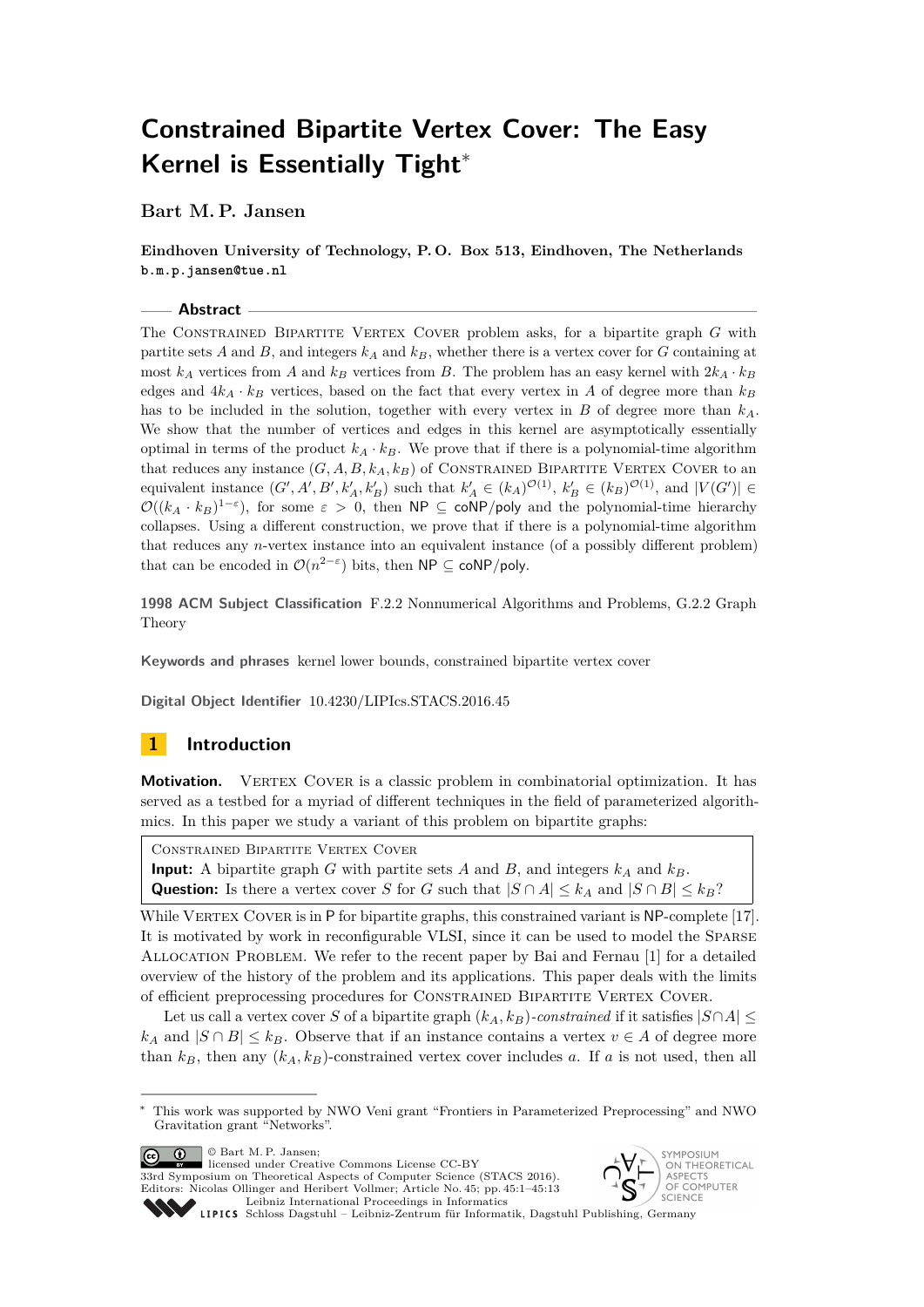# Constrained Bipartite Vertex Cover: The Easy Kernel is Essentially Tight*

**Bart M. P. Jansen**

**Eindhoven University of Technology, P. O. Box 513, Eindhoven, The Netherlands**
**b.m.p.jansen@tue.nl**

## Abstract

The CONSTRAINED BIPARTITE VERTEX COVER problem asks, for a bipartite graph $G$ with partite sets $A$ and $B$, and integers $k_A$ and $k_B$, whether there is a vertex cover for $G$ containing at most $k_A$ vertices from $A$ and $k_B$ vertices from $B$. The problem has an easy kernel with $2k_A \cdot k_B$ edges and $4k_A \cdot k_B$ vertices, based on the fact that every vertex in $A$ of degree more than $k_B$ has to be included in the solution, together with every vertex in $B$ of degree more than $k_A$. We show that the number of vertices and edges in this kernel are asymptotically essentially optimal in terms of the product $k_A \cdot k_B$. We prove that if there is a polynomial-time algorithm that reduces any instance $(G, A, B, k_A, k_B)$ of CONSTRAINED BIPARTITE VERTEX COVER to an equivalent instance $(G', A', B', k'_A, k'_B)$ such that $k'_A \in (k_A)^{\mathcal{O}(1)}$, $k'_B \in (k_B)^{\mathcal{O}(1)}$, and $|V(G')| \in \mathcal{O}((k_A \cdot k_B)^{1-\varepsilon})$, for some $\varepsilon > 0$, then NP $\subseteq$ coNP/poly and the polynomial-time hierarchy collapses. Using a different construction, we prove that if there is a polynomial-time algorithm that reduces any $n$-vertex instance into an equivalent instance (of a possibly different problem) that can be encoded in $\mathcal{O}(n^{2-\varepsilon})$ bits, then NP $\subseteq$ coNP/poly.

**1998 ACM Subject Classification** F.2.2 Nonnumerical Algorithms and Problems, G.2.2 Graph Theory

**Keywords and phrases** kernel lower bounds, constrained bipartite vertex cover

**Digital Object Identifier** 10.4230/LIPIcs.STACS.2016.45

## 1 Introduction

**Motivation.** VERTEX COVER is a classic problem in combinatorial optimization. It has served as a testbed for a myriad of different techniques in the field of parameterized algorithmics. In this paper we study a variant of this problem on bipartite graphs:

> CONSTRAINED BIPARTITE VERTEX COVER
> **Input:** A bipartite graph $G$ with partite sets $A$ and $B$, and integers $k_A$ and $k_B$.
> **Question:** Is there a vertex cover $S$ for $G$ such that $|S \cap A| \leq k_A$ and $|S \cap B| \leq k_B$?

While VERTEX COVER is in P for bipartite graphs, this constrained variant is NP-complete [17]. It is motivated by work in reconfigurable VLSI, since it can be used to model the SPARSE ALLOCATION PROBLEM. We refer to the recent paper by Bai and Fernau [1] for a detailed overview of the history of the problem and its applications. This paper deals with the limits of efficient preprocessing procedures for CONSTRAINED BIPARTITE VERTEX COVER.

Let us call a vertex cover $S$ of a bipartite graph $(k_A, k_B)$-*constrained* if it satisfies $|S \cap A| \leq k_A$ and $|S \cap B| \leq k_B$. Observe that if an instance contains a vertex $v \in A$ of degree more than $k_B$, then any $(k_A, k_B)$-constrained vertex cover includes $a$. If $a$ is not used, then all

---

* This work was supported by NWO Veni grant "Frontiers in Parameterized Preprocessing" and NWO Gravitation grant "Networks".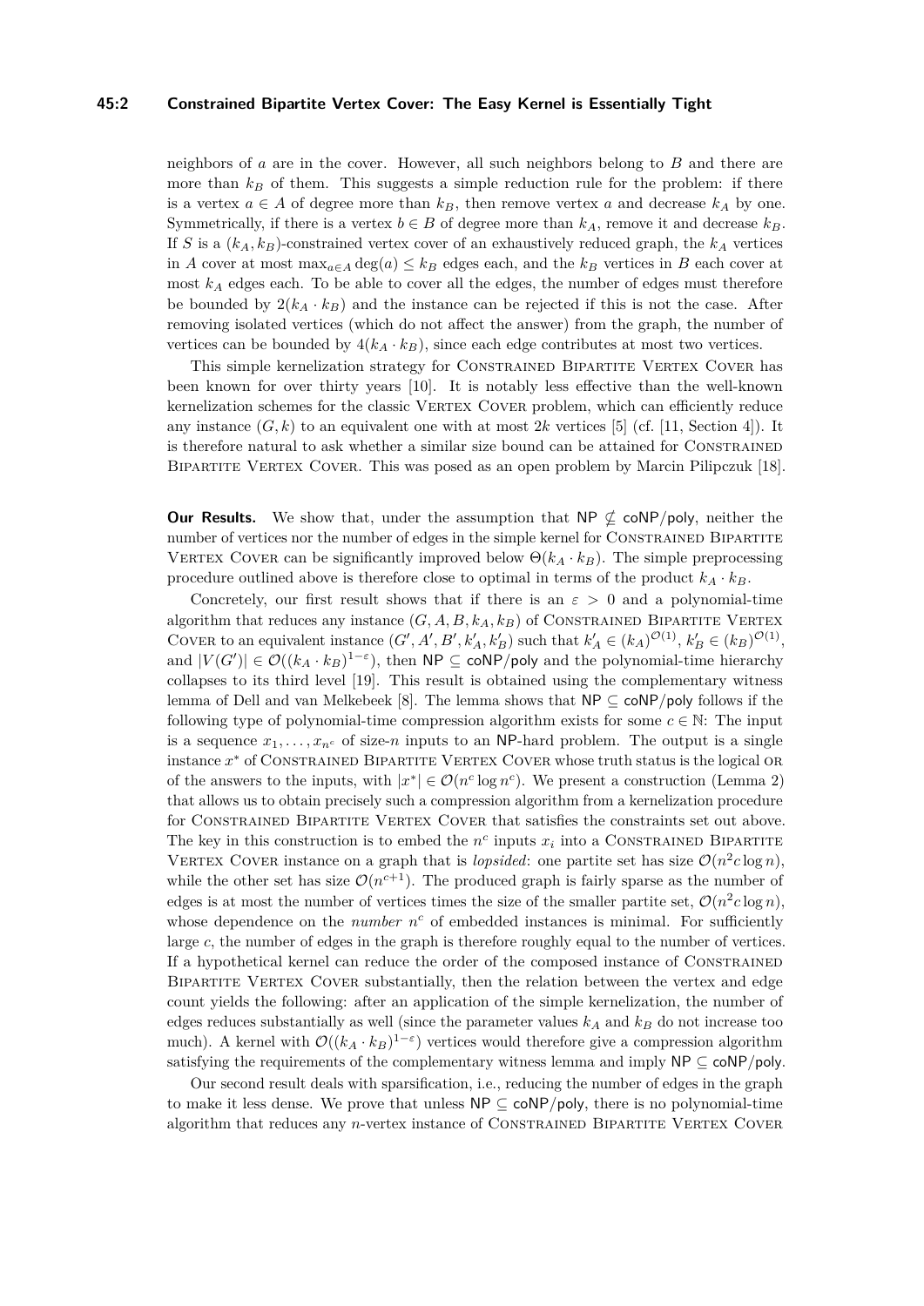neighbors of $a$ are in the cover. However, all such neighbors belong to $B$ and there are more than $k_B$ of them. This suggests a simple reduction rule for the problem: if there is a vertex $a \in A$ of degree more than $k_B$, then remove vertex $a$ and decrease $k_A$ by one. Symmetrically, if there is a vertex $b \in B$ of degree more than $k_A$, remove it and decrease $k_B$. If $S$ is a $(k_A, k_B)$-constrained vertex cover of an exhaustively reduced graph, the $k_A$ vertices in $A$ cover at most $\max_{a \in A} \deg(a) \leq k_B$ edges each, and the $k_B$ vertices in $B$ each cover at most $k_A$ edges each. To be able to cover all the edges, the number of edges must therefore be bounded by $2(k_A \cdot k_B)$ and the instance can be rejected if this is not the case. After removing isolated vertices (which do not affect the answer) from the graph, the number of vertices can be bounded by $4(k_A \cdot k_B)$, since each edge contributes at most two vertices.

This simple kernelization strategy for Constrained Bipartite Vertex Cover has been known for over thirty years [10]. It is notably less effective than the well-known kernelization schemes for the classic Vertex Cover problem, which can efficiently reduce any instance $(G, k)$ to an equivalent one with at most $2k$ vertices [5] (cf. [11, Section 4]). It is therefore natural to ask whether a similar size bound can be attained for Constrained Bipartite Vertex Cover. This was posed as an open problem by Marcin Pilipczuk [18].

**Our Results.** We show that, under the assumption that $\mathsf{NP} \not\subseteq \mathsf{coNP/poly}$, neither the number of vertices nor the number of edges in the simple kernel for Constrained Bipartite Vertex Cover can be significantly improved below $\Theta(k_A \cdot k_B)$. The simple preprocessing procedure outlined above is therefore close to optimal in terms of the product $k_A \cdot k_B$.

Concretely, our first result shows that if there is an $\varepsilon > 0$ and a polynomial-time algorithm that reduces any instance $(G, A, B, k_A, k_B)$ of Constrained Bipartite Vertex Cover to an equivalent instance $(G', A', B', k'_A, k'_B)$ such that $k'_A \in (k_A)^{\mathcal{O}(1)}$, $k'_B \in (k_B)^{\mathcal{O}(1)}$, and $|V(G')| \in \mathcal{O}((k_A \cdot k_B)^{1-\varepsilon})$, then $\mathsf{NP} \subseteq \mathsf{coNP/poly}$ and the polynomial-time hierarchy collapses to its third level [19]. This result is obtained using the complementary witness lemma of Dell and van Melkebeek [8]. The lemma shows that $\mathsf{NP} \subseteq \mathsf{coNP/poly}$ follows if the following type of polynomial-time compression algorithm exists for some $c \in \mathbb{N}$: The input is a sequence $x_1, \ldots, x_{n^c}$ of size-$n$ inputs to an $\mathsf{NP}$-hard problem. The output is a single instance $x^*$ of Constrained Bipartite Vertex Cover whose truth status is the logical or of the answers to the inputs, with $|x^*| \in \mathcal{O}(n^c \log n^c)$. We present a construction (Lemma 2) that allows us to obtain precisely such a compression algorithm from a kernelization procedure for Constrained Bipartite Vertex Cover that satisfies the constraints set out above. The key in this construction is to embed the $n^c$ inputs $x_i$ into a Constrained Bipartite Vertex Cover instance on a graph that is *lopsided*: one partite set has size $\mathcal{O}(n^2 c \log n)$, while the other set has size $\mathcal{O}(n^{c+1})$. The produced graph is fairly sparse as the number of edges is at most the number of vertices times the size of the smaller partite set, $\mathcal{O}(n^2 c \log n)$, whose dependence on the *number* $n^c$ of embedded instances is minimal. For sufficiently large $c$, the number of edges in the graph is therefore roughly equal to the number of vertices. If a hypothetical kernel can reduce the order of the composed instance of Constrained Bipartite Vertex Cover substantially, then the relation between the vertex and edge count yields the following: after an application of the simple kernelization, the number of edges reduces substantially as well (since the parameter values $k_A$ and $k_B$ do not increase too much). A kernel with $\mathcal{O}((k_A \cdot k_B)^{1-\varepsilon})$ vertices would therefore give a compression algorithm satisfying the requirements of the complementary witness lemma and imply $\mathsf{NP} \subseteq \mathsf{coNP/poly}$.

Our second result deals with sparsification, i.e., reducing the number of edges in the graph to make it less dense. We prove that unless $\mathsf{NP} \subseteq \mathsf{coNP/poly}$, there is no polynomial-time algorithm that reduces any $n$-vertex instance of Constrained Bipartite Vertex Cover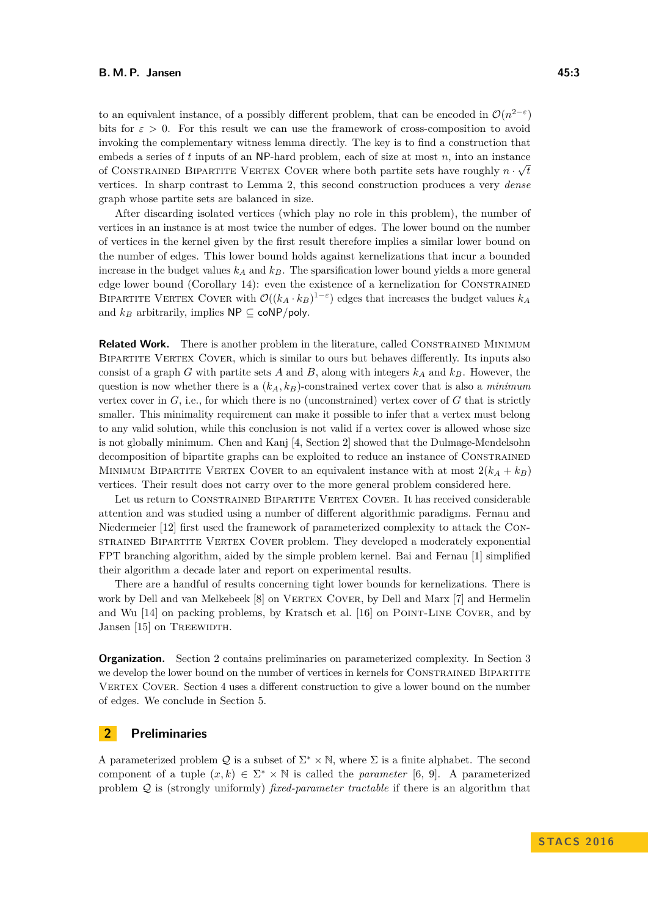to an equivalent instance, of a possibly different problem, that can be encoded in $\mathcal{O}(n^{2-\varepsilon})$ bits for $\varepsilon > 0$. For this result we can use the framework of cross-composition to avoid invoking the complementary witness lemma directly. The key is to find a construction that embeds a series of $t$ inputs of an NP-hard problem, each of size at most $n$, into an instance of Constrained Bipartite Vertex Cover where both partite sets have roughly $n \cdot \sqrt{t}$ vertices. In sharp contrast to Lemma 2, this second construction produces a very *dense* graph whose partite sets are balanced in size.

After discarding isolated vertices (which play no role in this problem), the number of vertices in an instance is at most twice the number of edges. The lower bound on the number of vertices in the kernel given by the first result therefore implies a similar lower bound on the number of edges. This lower bound holds against kernelizations that incur a bounded increase in the budget values $k_A$ and $k_B$. The sparsification lower bound yields a more general edge lower bound (Corollary 14): even the existence of a kernelization for Constrained Bipartite Vertex Cover with $\mathcal{O}((k_A \cdot k_B)^{1-\varepsilon})$ edges that increases the budget values $k_A$ and $k_B$ arbitrarily, implies NP $\subseteq$ coNP/poly.

**Related Work.** There is another problem in the literature, called Constrained Minimum Bipartite Vertex Cover, which is similar to ours but behaves differently. Its inputs also consist of a graph $G$ with partite sets $A$ and $B$, along with integers $k_A$ and $k_B$. However, the question is now whether there is a $(k_A, k_B)$-constrained vertex cover that is also a *minimum* vertex cover in $G$, i.e., for which there is no (unconstrained) vertex cover of $G$ that is strictly smaller. This minimality requirement can make it possible to infer that a vertex must belong to any valid solution, while this conclusion is not valid if a vertex cover is allowed whose size is not globally minimum. Chen and Kanj [4, Section 2] showed that the Dulmage-Mendelsohn decomposition of bipartite graphs can be exploited to reduce an instance of Constrained Minimum Bipartite Vertex Cover to an equivalent instance with at most $2(k_A + k_B)$ vertices. Their result does not carry over to the more general problem considered here.

Let us return to Constrained Bipartite Vertex Cover. It has received considerable attention and was studied using a number of different algorithmic paradigms. Fernau and Niedermeier [12] first used the framework of parameterized complexity to attack the Constrained Bipartite Vertex Cover problem. They developed a moderately exponential FPT branching algorithm, aided by the simple problem kernel. Bai and Fernau [1] simplified their algorithm a decade later and report on experimental results.

There are a handful of results concerning tight lower bounds for kernelizations. There is work by Dell and van Melkebeek [8] on Vertex Cover, by Dell and Marx [7] and Hermelin and Wu [14] on packing problems, by Kratsch et al. [16] on Point-Line Cover, and by Jansen [15] on Treewidth.

**Organization.** Section 2 contains preliminaries on parameterized complexity. In Section 3 we develop the lower bound on the number of vertices in kernels for Constrained Bipartite Vertex Cover. Section 4 uses a different construction to give a lower bound on the number of edges. We conclude in Section 5.

## 2 Preliminaries

A parameterized problem $\mathcal{Q}$ is a subset of $\Sigma^* \times \mathbb{N}$, where $\Sigma$ is a finite alphabet. The second component of a tuple $(x, k) \in \Sigma^* \times \mathbb{N}$ is called the *parameter* [6, 9]. A parameterized problem $\mathcal{Q}$ is (strongly uniformly) *fixed-parameter tractable* if there is an algorithm that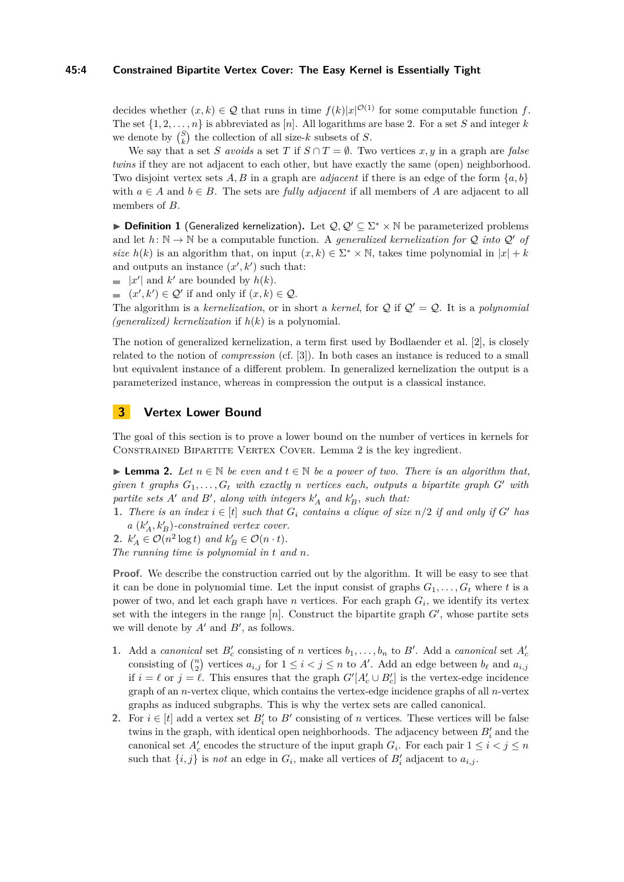decides whether $(x, k) \in \mathcal{Q}$ that runs in time $f(k)|x|^{\mathcal{O}(1)}$ for some computable function $f$. The set $\{1, 2, \ldots, n\}$ is abbreviated as $[n]$. All logarithms are base 2. For a set $S$ and integer $k$ we denote by $\binom{S}{k}$ the collection of all size-$k$ subsets of $S$.

We say that a set $S$ *avoids* a set $T$ if $S \cap T = \emptyset$. Two vertices $x, y$ in a graph are *false twins* if they are not adjacent to each other, but have exactly the same (open) neighborhood. Two disjoint vertex sets $A, B$ in a graph are *adjacent* if there is an edge of the form $\{a, b\}$ with $a \in A$ and $b \in B$. The sets are *fully adjacent* if all members of $A$ are adjacent to all members of $B$.

▶ **Definition 1** (Generalized kernelization). Let $\mathcal{Q}, \mathcal{Q}' \subseteq \Sigma^* \times \mathbb{N}$ be parameterized problems and let $h \colon \mathbb{N} \to \mathbb{N}$ be a computable function. A *generalized kernelization for $\mathcal{Q}$ into $\mathcal{Q}'$ of size $h(k)$* is an algorithm that, on input $(x, k) \in \Sigma^* \times \mathbb{N}$, takes time polynomial in $|x| + k$ and outputs an instance $(x', k')$ such that:

- $|x'|$ and $k'$ are bounded by $h(k)$.
- $(x', k') \in \mathcal{Q}'$ if and only if $(x, k) \in \mathcal{Q}$.

The algorithm is a *kernelization*, or in short a *kernel*, for $\mathcal{Q}$ if $\mathcal{Q}' = \mathcal{Q}$. It is a *polynomial (generalized) kernelization* if $h(k)$ is a polynomial.

The notion of generalized kernelization, a term first used by Bodlaender et al. [2], is closely related to the notion of *compression* (cf. [3]). In both cases an instance is reduced to a small but equivalent instance of a different problem. In generalized kernelization the output is a parameterized instance, whereas in compression the output is a classical instance.

## 3 Vertex Lower Bound

The goal of this section is to prove a lower bound on the number of vertices in kernels for Constrained Bipartite Vertex Cover. Lemma 2 is the key ingredient.

▶ **Lemma 2.** *Let $n \in \mathbb{N}$ be even and $t \in \mathbb{N}$ be a power of two. There is an algorithm that, given $t$ graphs $G_1, \ldots, G_t$ with exactly $n$ vertices each, outputs a bipartite graph $G'$ with partite sets $A'$ and $B'$, along with integers $k'_A$ and $k'_B$, such that:*

1. *There is an index $i \in [t]$ such that $G_i$ contains a clique of size $n/2$ if and only if $G'$ has a $(k'_A, k'_B)$-constrained vertex cover.*
2. *$k'_A \in \mathcal{O}(n^2 \log t)$ and $k'_B \in \mathcal{O}(n \cdot t)$.*

*The running time is polynomial in $t$ and $n$.*

**Proof.** We describe the construction carried out by the algorithm. It will be easy to see that it can be done in polynomial time. Let the input consist of graphs $G_1, \ldots, G_t$ where $t$ is a power of two, and let each graph have $n$ vertices. For each graph $G_i$, we identify its vertex set with the integers in the range $[n]$. Construct the bipartite graph $G'$, whose partite sets we will denote by $A'$ and $B'$, as follows.

1. Add a *canonical* set $B'_c$ consisting of $n$ vertices $b_1, \ldots, b_n$ to $B'$. Add a *canonical* set $A'_c$ consisting of $\binom{n}{2}$ vertices $a_{i,j}$ for $1 \leq i < j \leq n$ to $A'$. Add an edge between $b_\ell$ and $a_{i,j}$ if $i = \ell$ or $j = \ell$. This ensures that the graph $G'[A'_c \cup B'_c]$ is the vertex-edge incidence graph of an $n$-vertex clique, which contains the vertex-edge incidence graphs of all $n$-vertex graphs as induced subgraphs. This is why the vertex sets are called canonical.
2. For $i \in [t]$ add a vertex set $B'_i$ to $B'$ consisting of $n$ vertices. These vertices will be false twins in the graph, with identical open neighborhoods. The adjacency between $B'_i$ and the canonical set $A'_c$ encodes the structure of the input graph $G_i$. For each pair $1 \leq i < j \leq n$ such that $\{i, j\}$ is *not* an edge in $G_i$, make all vertices of $B'_i$ adjacent to $a_{i,j}$.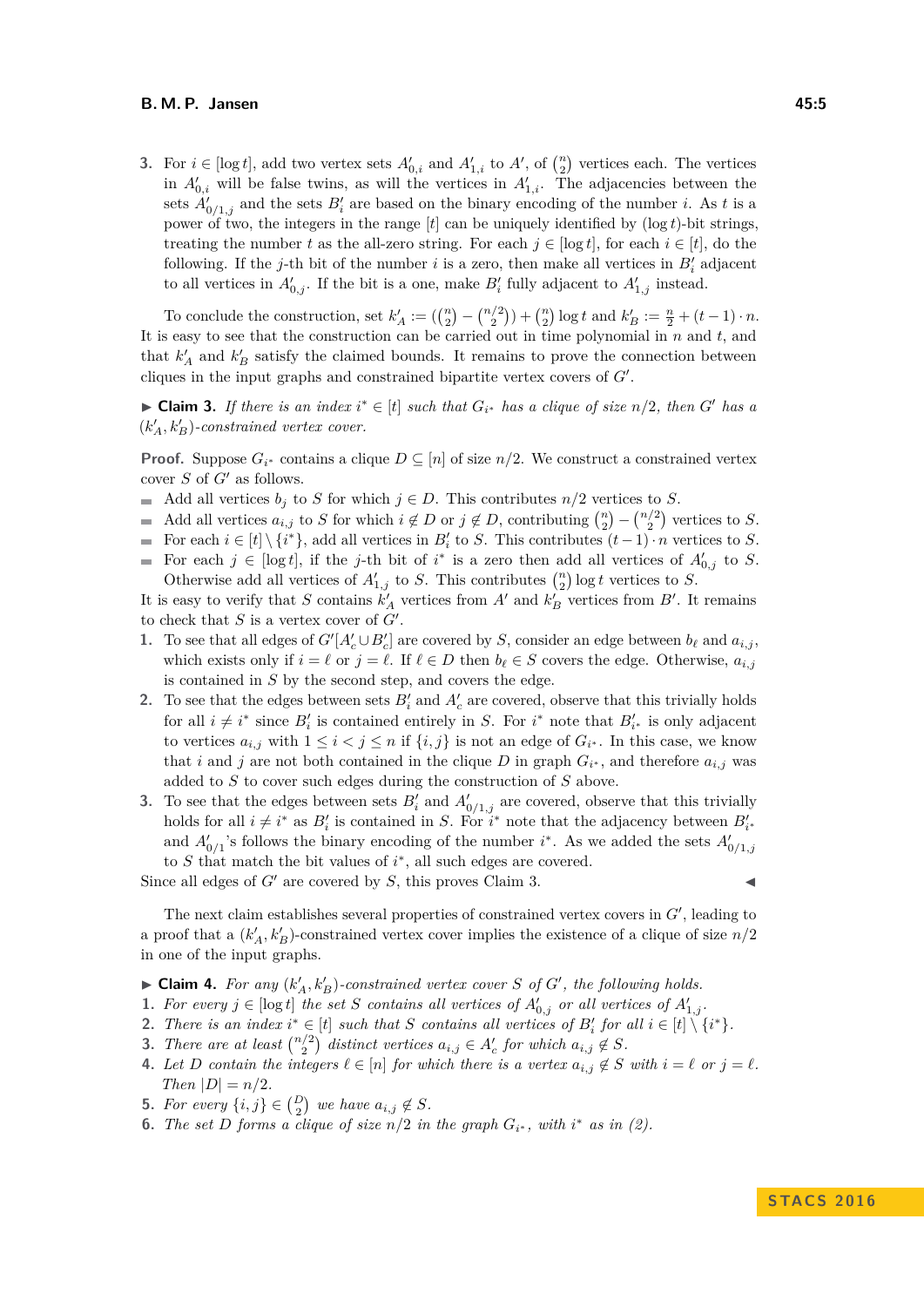3. For $i \in [\log t]$, add two vertex sets $A'_{0,i}$ and $A'_{1,i}$ to $A'$, of $\binom{n}{2}$ vertices each. The vertices in $A'_{0,i}$ will be false twins, as will the vertices in $A'_{1,i}$. The adjacencies between the sets $A'_{0/1,j}$ and the sets $B'_i$ are based on the binary encoding of the number $i$. As $t$ is a power of two, the integers in the range $[t]$ can be uniquely identified by $(\log t)$-bit strings, treating the number $t$ as the all-zero string. For each $j \in [\log t]$, for each $i \in [t]$, do the following. If the $j$-th bit of the number $i$ is a zero, then make all vertices in $B'_i$ adjacent to all vertices in $A'_{0,j}$. If the bit is a one, make $B'_i$ fully adjacent to $A'_{1,j}$ instead.

To conclude the construction, set $k'_A := (\binom{n}{2} - \binom{n/2}{2}) + \binom{n}{2} \log t$ and $k'_B := \frac{n}{2} + (t-1) \cdot n$. It is easy to see that the construction can be carried out in time polynomial in $n$ and $t$, and that $k'_A$ and $k'_B$ satisfy the claimed bounds. It remains to prove the connection between cliques in the input graphs and constrained bipartite vertex covers of $G'$.

▶ **Claim 3.** *If there is an index $i^* \in [t]$ such that $G_{i^*}$ has a clique of size $n/2$, then $G'$ has a $(k'_A, k'_B)$-constrained vertex cover.*

**Proof.** Suppose $G_{i^*}$ contains a clique $D \subseteq [n]$ of size $n/2$. We construct a constrained vertex cover $S$ of $G'$ as follows.

- Add all vertices $b_j$ to $S$ for which $j \in D$. This contributes $n/2$ vertices to $S$.
- Add all vertices $a_{i,j}$ to $S$ for which $i \notin D$ or $j \notin D$, contributing $\binom{n}{2} - \binom{n/2}{2}$ vertices to $S$.
- For each $i \in [t] \setminus \{i^*\}$, add all vertices in $B'_i$ to $S$. This contributes $(t-1) \cdot n$ vertices to $S$.
- For each $j \in [\log t]$, if the $j$-th bit of $i^*$ is a zero then add all vertices of $A'_{0,j}$ to $S$. Otherwise add all vertices of $A'_{1,j}$ to $S$. This contributes $\binom{n}{2} \log t$ vertices to $S$.

It is easy to verify that $S$ contains $k'_A$ vertices from $A'$ and $k'_B$ vertices from $B'$. It remains to check that $S$ is a vertex cover of $G'$.

1. To see that all edges of $G'[A'_c \cup B'_c]$ are covered by $S$, consider an edge between $b_\ell$ and $a_{i,j}$, which exists only if $i = \ell$ or $j = \ell$. If $\ell \in D$ then $b_\ell \in S$ covers the edge. Otherwise, $a_{i,j}$ is contained in $S$ by the second step, and covers the edge.
2. To see that the edges between sets $B'_i$ and $A'_c$ are covered, observe that this trivially holds for all $i \neq i^*$ since $B'_i$ is contained entirely in $S$. For $i^*$ note that $B'_{i^*}$ is only adjacent to vertices $a_{i,j}$ with $1 \leq i < j \leq n$ if $\{i,j\}$ is not an edge of $G_{i^*}$. In this case, we know that $i$ and $j$ are not both contained in the clique $D$ in graph $G_{i^*}$, and therefore $a_{i,j}$ was added to $S$ to cover such edges during the construction of $S$ above.
3. To see that the edges between sets $B'_i$ and $A'_{0/1,j}$ are covered, observe that this trivially holds for all $i \neq i^*$ as $B'_i$ is contained in $S$. For $i^*$ note that the adjacency between $B'_{i^*}$ and $A'_{0/1}$'s follows the binary encoding of the number $i^*$. As we added the sets $A'_{0/1,j}$ to $S$ that match the bit values of $i^*$, all such edges are covered.

Since all edges of $G'$ are covered by $S$, this proves Claim 3. ◀

The next claim establishes several properties of constrained vertex covers in $G'$, leading to a proof that a $(k'_A, k'_B)$-constrained vertex cover implies the existence of a clique of size $n/2$ in one of the input graphs.

▶ **Claim 4.** *For any $(k'_A, k'_B)$-constrained vertex cover $S$ of $G'$, the following holds.*

1. *For every $j \in [\log t]$ the set $S$ contains all vertices of $A'_{0,j}$ or all vertices of $A'_{1,j}$.*
2. *There is an index $i^* \in [t]$ such that $S$ contains all vertices of $B'_i$ for all $i \in [t] \setminus \{i^*\}$.*
3. *There are at least $\binom{n/2}{2}$ distinct vertices $a_{i,j} \in A'_c$ for which $a_{i,j} \notin S$.*
4. *Let $D$ contain the integers $\ell \in [n]$ for which there is a vertex $a_{i,j} \notin S$ with $i = \ell$ or $j = \ell$. Then $|D| = n/2$.*
5. *For every $\{i,j\} \in \binom{D}{2}$ we have $a_{i,j} \notin S$.*
6. *The set $D$ forms a clique of size $n/2$ in the graph $G_{i^*}$, with $i^*$ as in (2).*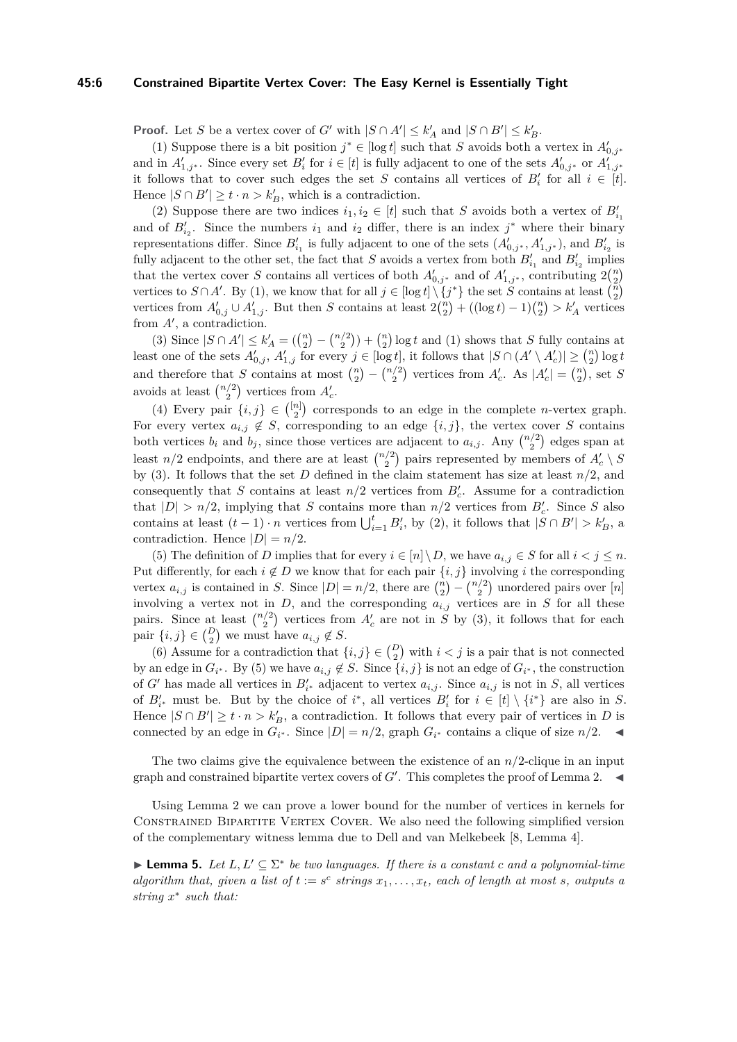**Proof.** Let $S$ be a vertex cover of $G'$ with $|S \cap A'| \leq k'_A$ and $|S \cap B'| \leq k'_B$.

(1) Suppose there is a bit position $j^* \in [\log t]$ such that $S$ avoids both a vertex in $A'_{0,j^*}$ and in $A'_{1,j^*}$. Since every set $B'_i$ for $i \in [t]$ is fully adjacent to one of the sets $A'_{0,j^*}$ or $A'_{1,j^*}$ it follows that to cover such edges the set $S$ contains all vertices of $B'_i$ for all $i \in [t]$. Hence $|S \cap B'| \geq t \cdot n > k'_B$, which is a contradiction.

(2) Suppose there are two indices $i_1, i_2 \in [t]$ such that $S$ avoids both a vertex of $B'_{i_1}$ and of $B'_{i_2}$. Since the numbers $i_1$ and $i_2$ differ, there is an index $j^*$ where their binary representations differ. Since $B'_{i_1}$ is fully adjacent to one of the sets $(A'_{0,j^*}, A'_{1,j^*})$, and $B'_{i_2}$ is fully adjacent to the other set, the fact that $S$ avoids a vertex from both $B'_{i_1}$ and $B'_{i_2}$ implies that the vertex cover $S$ contains all vertices of both $A'_{0,j^*}$ and of $A'_{1,j^*}$, contributing $2\binom{n}{2}$ vertices to $S \cap A'$. By (1), we know that for all $j \in [\log t] \setminus \{j^*\}$ the set $S$ contains at least $\binom{n}{2}$ vertices from $A'_{0,j} \cup A'_{1,j}$. But then $S$ contains at least $2\binom{n}{2} + ((\log t) - 1)\binom{n}{2} > k'_A$ vertices from $A'$, a contradiction.

(3) Since $|S \cap A'| \leq k'_A = (\binom{n}{2} - \binom{n/2}{2}) + \binom{n}{2} \log t$ and (1) shows that $S$ fully contains at least one of the sets $A'_{0,j}$, $A'_{1,j}$ for every $j \in [\log t]$, it follows that $|S \cap (A' \setminus A'_c)| \geq \binom{n}{2} \log t$ and therefore that $S$ contains at most $\binom{n}{2} - \binom{n/2}{2}$ vertices from $A'_c$. As $|A'_c| = \binom{n}{2}$, set $S$ avoids at least $\binom{n/2}{2}$ vertices from $A'_c$.

(4) Every pair $\{i, j\} \in \binom{[n]}{2}$ corresponds to an edge in the complete $n$-vertex graph. For every vertex $a_{i,j} \notin S$, corresponding to an edge $\{i, j\}$, the vertex cover $S$ contains both vertices $b_i$ and $b_j$, since those vertices are adjacent to $a_{i,j}$. Any $\binom{n/2}{2}$ edges span at least $n/2$ endpoints, and there are at least $\binom{n/2}{2}$ pairs represented by members of $A'_c \setminus S$ by (3). It follows that the set $D$ defined in the claim statement has size at least $n/2$, and consequently that $S$ contains at least $n/2$ vertices from $B'_c$. Assume for a contradiction that $|D| > n/2$, implying that $S$ contains more than $n/2$ vertices from $B'_c$. Since $S$ also contains at least $(t-1) \cdot n$ vertices from $\bigcup_{i=1}^{t} B'_i$, by (2), it follows that $|S \cap B'| > k'_B$, a contradiction. Hence $|D| = n/2$.

(5) The definition of $D$ implies that for every $i \in [n] \setminus D$, we have $a_{i,j} \in S$ for all $i < j \leq n$. Put differently, for each $i \notin D$ we know that for each pair $\{i, j\}$ involving $i$ the corresponding vertex $a_{i,j}$ is contained in $S$. Since $|D| = n/2$, there are $\binom{n}{2} - \binom{n/2}{2}$ unordered pairs over $[n]$ involving a vertex not in $D$, and the corresponding $a_{i,j}$ vertices are in $S$ for all these pairs. Since at least $\binom{n/2}{2}$ vertices from $A'_c$ are not in $S$ by (3), it follows that for each pair $\{i, j\} \in \binom{D}{2}$ we must have $a_{i,j} \notin S$.

(6) Assume for a contradiction that $\{i, j\} \in \binom{D}{2}$ with $i < j$ is a pair that is not connected by an edge in $G_{i^*}$. By (5) we have $a_{i,j} \notin S$. Since $\{i, j\}$ is not an edge of $G_{i^*}$, the construction of $G'$ has made all vertices in $B'_{i^*}$ adjacent to vertex $a_{i,j}$. Since $a_{i,j}$ is not in $S$, all vertices of $B'_{i^*}$ must be. But by the choice of $i^*$, all vertices $B'_i$ for $i \in [t] \setminus \{i^*\}$ are also in $S$. Hence $|S \cap B'| \geq t \cdot n > k'_B$, a contradiction. It follows that every pair of vertices in $D$ is connected by an edge in $G_{i^*}$. Since $|D| = n/2$, graph $G_{i^*}$ contains a clique of size $n/2$. ◀

The two claims give the equivalence between the existence of an $n/2$-clique in an input graph and constrained bipartite vertex covers of $G'$. This completes the proof of Lemma 2. ◀

Using Lemma 2 we can prove a lower bound for the number of vertices in kernels for Constrained Bipartite Vertex Cover. We also need the following simplified version of the complementary witness lemma due to Dell and van Melkebeek [8, Lemma 4].

▶ **Lemma 5.** *Let $L, L' \subseteq \Sigma^*$ be two languages. If there is a constant $c$ and a polynomial-time algorithm that, given a list of $t := s^c$ strings $x_1, \ldots, x_t$, each of length at most $s$, outputs a string $x^*$ such that:*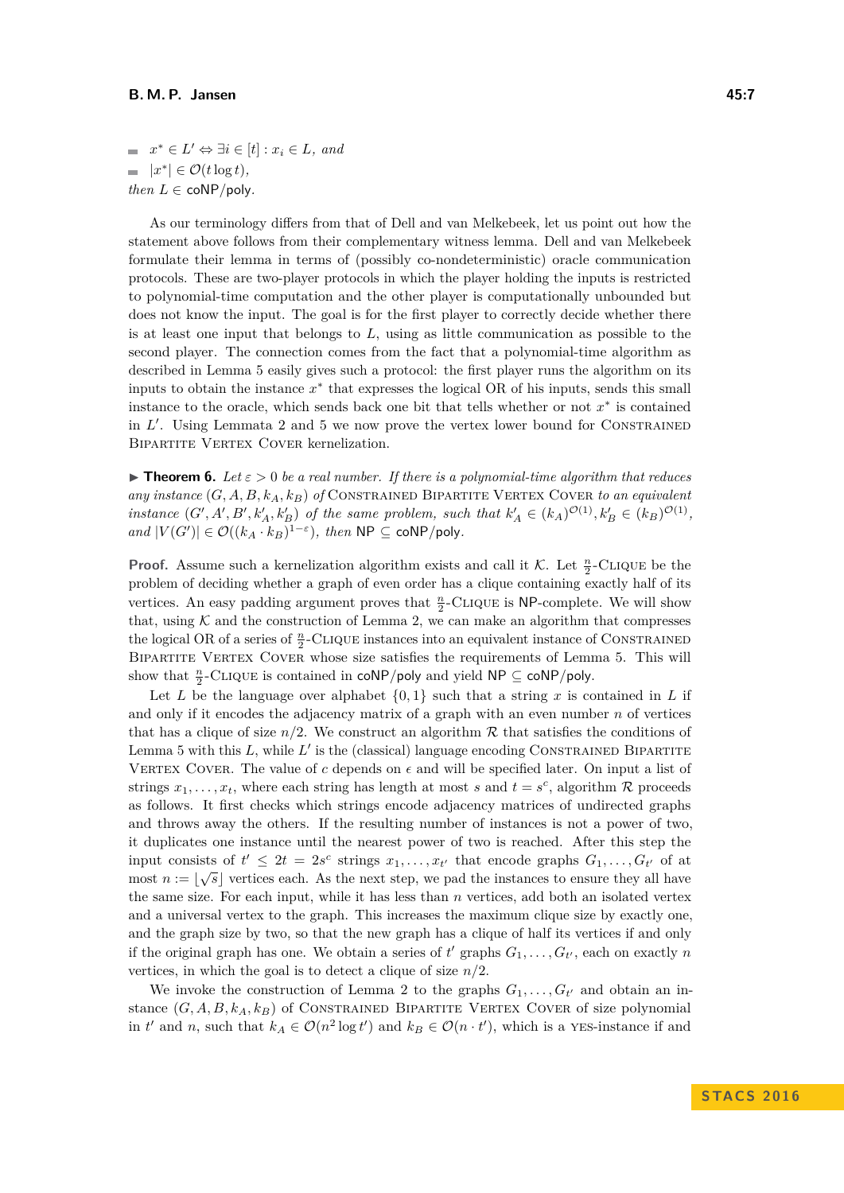- $x^* \in L' \Leftrightarrow \exists i \in [t] : x_i \in L$, *and*
- $|x^*| \in \mathcal{O}(t \log t)$,

*then* $L \in \mathsf{coNP/poly}$.

As our terminology differs from that of Dell and van Melkebeek, let us point out how the statement above follows from their complementary witness lemma. Dell and van Melkebeek formulate their lemma in terms of (possibly co-nondeterministic) oracle communication protocols. These are two-player protocols in which the player holding the inputs is restricted to polynomial-time computation and the other player is computationally unbounded but does not know the input. The goal is for the first player to correctly decide whether there is at least one input that belongs to $L$, using as little communication as possible to the second player. The connection comes from the fact that a polynomial-time algorithm as described in Lemma 5 easily gives such a protocol: the first player runs the algorithm on its inputs to obtain the instance $x^*$ that expresses the logical OR of his inputs, sends this small instance to the oracle, which sends back one bit that tells whether or not $x^*$ is contained in $L'$. Using Lemmata 2 and 5 we now prove the vertex lower bound for Constrained Bipartite Vertex Cover kernelization.

▶ **Theorem 6.** *Let $\varepsilon > 0$ be a real number. If there is a polynomial-time algorithm that reduces any instance $(G, A, B, k_A, k_B)$ of* Constrained Bipartite Vertex Cover *to an equivalent instance $(G', A', B', k'_A, k'_B)$ of the same problem, such that $k'_A \in (k_A)^{\mathcal{O}(1)}, k'_B \in (k_B)^{\mathcal{O}(1)}$, and $|V(G')| \in \mathcal{O}((k_A \cdot k_B)^{1-\varepsilon})$, then* $\mathsf{NP} \subseteq \mathsf{coNP/poly}$.

**Proof.** Assume such a kernelization algorithm exists and call it $\mathcal{K}$. Let $\frac{n}{2}$-Clique be the problem of deciding whether a graph of even order has a clique containing exactly half of its vertices. An easy padding argument proves that $\frac{n}{2}$-Clique is $\mathsf{NP}$-complete. We will show that, using $\mathcal{K}$ and the construction of Lemma 2, we can make an algorithm that compresses the logical OR of a series of $\frac{n}{2}$-Clique instances into an equivalent instance of Constrained Bipartite Vertex Cover whose size satisfies the requirements of Lemma 5. This will show that $\frac{n}{2}$-Clique is contained in $\mathsf{coNP/poly}$ and yield $\mathsf{NP} \subseteq \mathsf{coNP/poly}$.

Let $L$ be the language over alphabet $\{0, 1\}$ such that a string $x$ is contained in $L$ if and only if it encodes the adjacency matrix of a graph with an even number $n$ of vertices that has a clique of size $n/2$. We construct an algorithm $\mathcal{R}$ that satisfies the conditions of Lemma 5 with this $L$, while $L'$ is the (classical) language encoding Constrained Bipartite Vertex Cover. The value of $c$ depends on $\epsilon$ and will be specified later. On input a list of strings $x_1, \ldots, x_t$, where each string has length at most $s$ and $t = s^c$, algorithm $\mathcal{R}$ proceeds as follows. It first checks which strings encode adjacency matrices of undirected graphs and throws away the others. If the resulting number of instances is not a power of two, it duplicates one instance until the nearest power of two is reached. After this step the input consists of $t' \leq 2t = 2s^c$ strings $x_1, \ldots, x_{t'}$ that encode graphs $G_1, \ldots, G_{t'}$ of at most $n := \lfloor \sqrt{s} \rfloor$ vertices each. As the next step, we pad the instances to ensure they all have the same size. For each input, while it has less than $n$ vertices, add both an isolated vertex and a universal vertex to the graph. This increases the maximum clique size by exactly one, and the graph size by two, so that the new graph has a clique of half its vertices if and only if the original graph has one. We obtain a series of $t'$ graphs $G_1, \ldots, G_{t'}$, each on exactly $n$ vertices, in which the goal is to detect a clique of size $n/2$.

We invoke the construction of Lemma 2 to the graphs $G_1, \ldots, G_{t'}$ and obtain an instance $(G, A, B, k_A, k_B)$ of Constrained Bipartite Vertex Cover of size polynomial in $t'$ and $n$, such that $k_A \in \mathcal{O}(n^2 \log t')$ and $k_B \in \mathcal{O}(n \cdot t')$, which is a yes-instance if and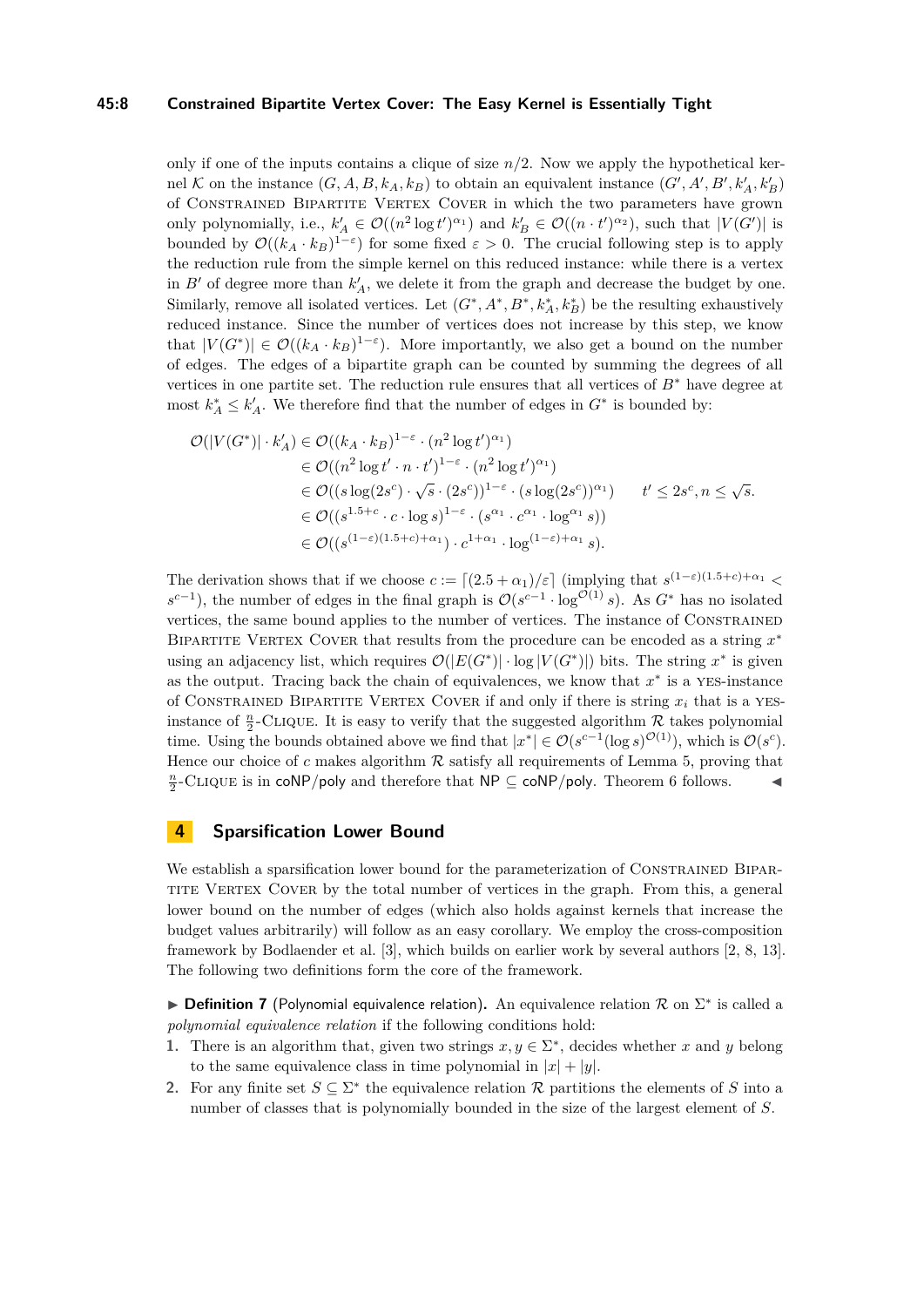only if one of the inputs contains a clique of size $n/2$. Now we apply the hypothetical kernel $\mathcal{K}$ on the instance $(G, A, B, k_A, k_B)$ to obtain an equivalent instance $(G', A', B', k'_A, k'_B)$ of Constrained Bipartite Vertex Cover in which the two parameters have grown only polynomially, i.e., $k'_A \in \mathcal{O}((n^2 \log t')^{\alpha_1})$ and $k'_B \in \mathcal{O}((n \cdot t')^{\alpha_2})$, such that $|V(G')|$ is bounded by $\mathcal{O}((k_A \cdot k_B)^{1-\varepsilon})$ for some fixed $\varepsilon > 0$. The crucial following step is to apply the reduction rule from the simple kernel on this reduced instance: while there is a vertex in $B'$ of degree more than $k'_A$, we delete it from the graph and decrease the budget by one. Similarly, remove all isolated vertices. Let $(G^*, A^*, B^*, k^*_A, k^*_B)$ be the resulting exhaustively reduced instance. Since the number of vertices does not increase by this step, we know that $|V(G^*)| \in \mathcal{O}((k_A \cdot k_B)^{1-\varepsilon})$. More importantly, we also get a bound on the number of edges. The edges of a bipartite graph can be counted by summing the degrees of all vertices in one partite set. The reduction rule ensures that all vertices of $B^*$ have degree at most $k^*_A \leq k'_A$. We therefore find that the number of edges in $G^*$ is bounded by:

$$\begin{aligned}
\mathcal{O}(|V(G^*)| \cdot k'_A) &\in \mathcal{O}((k_A \cdot k_B)^{1-\varepsilon} \cdot (n^2 \log t')^{\alpha_1}) \\
&\in \mathcal{O}((n^2 \log t' \cdot n \cdot t')^{1-\varepsilon} \cdot (n^2 \log t')^{\alpha_1}) \\
&\in \mathcal{O}((s \log(2s^c) \cdot \sqrt{s} \cdot (2s^c))^{1-\varepsilon} \cdot (s \log(2s^c))^{\alpha_1}) \qquad t' \leq 2s^c, n \leq \sqrt{s}. \\
&\in \mathcal{O}((s^{1.5+c} \cdot c \cdot \log s)^{1-\varepsilon} \cdot (s^{\alpha_1} \cdot c^{\alpha_1} \cdot \log^{\alpha_1} s)) \\
&\in \mathcal{O}((s^{(1-\varepsilon)(1.5+c)+\alpha_1}) \cdot c^{1+\alpha_1} \cdot \log^{(1-\varepsilon)+\alpha_1} s).
\end{aligned}$$

The derivation shows that if we choose $c := \lceil (2.5 + \alpha_1)/\varepsilon \rceil$ (implying that $s^{(1-\varepsilon)(1.5+c)+\alpha_1} < s^{c-1}$), the number of edges in the final graph is $\mathcal{O}(s^{c-1} \cdot \log^{\mathcal{O}(1)} s)$. As $G^*$ has no isolated vertices, the same bound applies to the number of vertices. The instance of Constrained Bipartite Vertex Cover that results from the procedure can be encoded as a string $x^*$ using an adjacency list, which requires $\mathcal{O}(|E(G^*)| \cdot \log |V(G^*)|)$ bits. The string $x^*$ is given as the output. Tracing back the chain of equivalences, we know that $x^*$ is a yes-instance of Constrained Bipartite Vertex Cover if and only if there is string $x_i$ that is a yes-instance of $\frac{n}{2}$-Clique. It is easy to verify that the suggested algorithm $\mathcal{R}$ takes polynomial time. Using the bounds obtained above we find that $|x^*| \in \mathcal{O}(s^{c-1} (\log s)^{\mathcal{O}(1)})$, which is $\mathcal{O}(s^c)$. Hence our choice of $c$ makes algorithm $\mathcal{R}$ satisfy all requirements of Lemma 5, proving that $\frac{n}{2}$-Clique is in coNP/poly and therefore that NP $\subseteq$ coNP/poly. Theorem 6 follows. ◀

## 4 Sparsification Lower Bound

We establish a sparsification lower bound for the parameterization of Constrained Bipartite Vertex Cover by the total number of vertices in the graph. From this, a general lower bound on the number of edges (which also holds against kernels that increase the budget values arbitrarily) will follow as an easy corollary. We employ the cross-composition framework by Bodlaender et al. [3], which builds on earlier work by several authors [2, 8, 13]. The following two definitions form the core of the framework.

▶ **Definition 7** (Polynomial equivalence relation)**.** An equivalence relation $\mathcal{R}$ on $\Sigma^*$ is called a *polynomial equivalence relation* if the following conditions hold:

1. There is an algorithm that, given two strings $x, y \in \Sigma^*$, decides whether $x$ and $y$ belong to the same equivalence class in time polynomial in $|x| + |y|$.
2. For any finite set $S \subseteq \Sigma^*$ the equivalence relation $\mathcal{R}$ partitions the elements of $S$ into a number of classes that is polynomially bounded in the size of the largest element of $S$.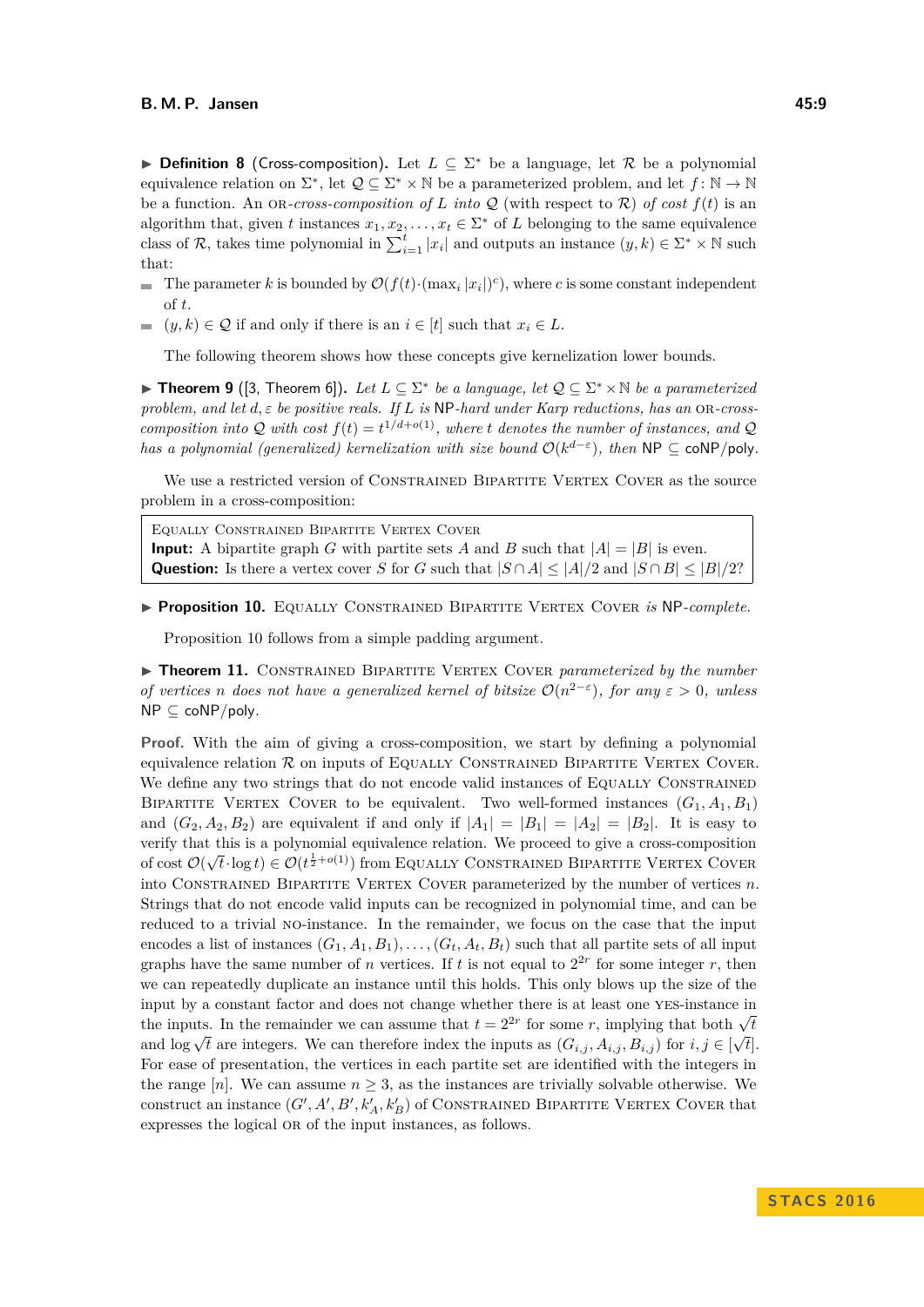▶ **Definition 8** (Cross-composition). Let $L \subseteq \Sigma^*$ be a language, let $\mathcal{R}$ be a polynomial equivalence relation on $\Sigma^*$, let $\mathcal{Q} \subseteq \Sigma^* \times \mathbb{N}$ be a parameterized problem, and let $f \colon \mathbb{N} \to \mathbb{N}$ be a function. An OR*-cross-composition of* $L$ *into* $\mathcal{Q}$ (with respect to $\mathcal{R}$) *of cost* $f(t)$ is an algorithm that, given $t$ instances $x_1, x_2, \ldots, x_t \in \Sigma^*$ of $L$ belonging to the same equivalence class of $\mathcal{R}$, takes time polynomial in $\sum_{i=1}^{t} |x_i|$ and outputs an instance $(y, k) \in \Sigma^* \times \mathbb{N}$ such that:

- The parameter $k$ is bounded by $\mathcal{O}(f(t) \cdot (\max_i |x_i|)^c)$, where $c$ is some constant independent of $t$.
- $(y, k) \in \mathcal{Q}$ if and only if there is an $i \in [t]$ such that $x_i \in L$.

The following theorem shows how these concepts give kernelization lower bounds.

▶ **Theorem 9** ([3, Theorem 6]). *Let $L \subseteq \Sigma^*$ be a language, let $\mathcal{Q} \subseteq \Sigma^* \times \mathbb{N}$ be a parameterized problem, and let $d, \varepsilon$ be positive reals. If $L$ is* NP*-hard under Karp reductions, has an* OR*-cross-composition into $\mathcal{Q}$ with cost $f(t) = t^{1/d+o(1)}$, where $t$ denotes the number of instances, and $\mathcal{Q}$ has a polynomial (generalized) kernelization with size bound $\mathcal{O}(k^{d-\varepsilon})$, then* NP $\subseteq$ coNP/poly.

We use a restricted version of Constrained Bipartite Vertex Cover as the source problem in a cross-composition:

> Equally Constrained Bipartite Vertex Cover
> **Input:** A bipartite graph $G$ with partite sets $A$ and $B$ such that $|A| = |B|$ is even.
> **Question:** Is there a vertex cover $S$ for $G$ such that $|S \cap A| \leq |A|/2$ and $|S \cap B| \leq |B|/2$?

▶ **Proposition 10.** Equally Constrained Bipartite Vertex Cover *is* NP*-complete.*

Proposition 10 follows from a simple padding argument.

▶ **Theorem 11.** Constrained Bipartite Vertex Cover *parameterized by the number of vertices $n$ does not have a generalized kernel of bitsize $\mathcal{O}(n^{2-\varepsilon})$, for any $\varepsilon > 0$, unless* NP $\subseteq$ coNP/poly.

**Proof.** With the aim of giving a cross-composition, we start by defining a polynomial equivalence relation $\mathcal{R}$ on inputs of Equally Constrained Bipartite Vertex Cover. We define any two strings that do not encode valid instances of Equally Constrained Bipartite Vertex Cover to be equivalent. Two well-formed instances $(G_1, A_1, B_1)$ and $(G_2, A_2, B_2)$ are equivalent if and only if $|A_1| = |B_1| = |A_2| = |B_2|$. It is easy to verify that this is a polynomial equivalence relation. We proceed to give a cross-composition of cost $\mathcal{O}(\sqrt{t} \cdot \log t) \in \mathcal{O}(t^{\frac{1}{2}+o(1)})$ from Equally Constrained Bipartite Vertex Cover into Constrained Bipartite Vertex Cover parameterized by the number of vertices $n$. Strings that do not encode valid inputs can be recognized in polynomial time, and can be reduced to a trivial NO-instance. In the remainder, we focus on the case that the input encodes a list of instances $(G_1, A_1, B_1), \ldots, (G_t, A_t, B_t)$ such that all partite sets of all input graphs have the same number of $n$ vertices. If $t$ is not equal to $2^{2r}$ for some integer $r$, then we can repeatedly duplicate an instance until this holds. This only blows up the size of the input by a constant factor and does not change whether there is at least one YES-instance in the inputs. In the remainder we can assume that $t = 2^{2r}$ for some $r$, implying that both $\sqrt{t}$ and $\log \sqrt{t}$ are integers. We can therefore index the inputs as $(G_{i,j}, A_{i,j}, B_{i,j})$ for $i, j \in [\sqrt{t}]$. For ease of presentation, the vertices in each partite set are identified with the integers in the range $[n]$. We can assume $n \geq 3$, as the instances are trivially solvable otherwise. We construct an instance $(G', A', B', k'_A, k'_B)$ of Constrained Bipartite Vertex Cover that expresses the logical OR of the input instances, as follows.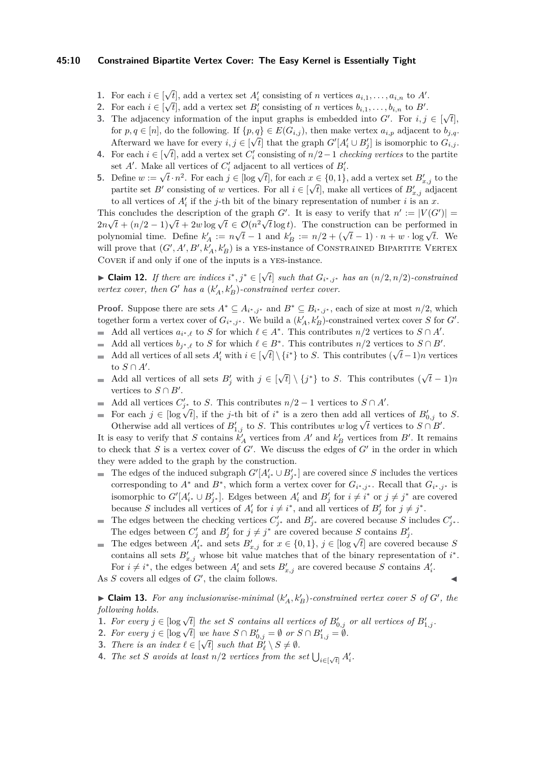1. For each $i \in [\sqrt{t}]$, add a vertex set $A'_i$ consisting of $n$ vertices $a_{i,1}, \ldots, a_{i,n}$ to $A'$.
2. For each $i \in [\sqrt{t}]$, add a vertex set $B'_i$ consisting of $n$ vertices $b_{i,1}, \ldots, b_{i,n}$ to $B'$.
3. The adjacency information of the input graphs is embedded into $G'$. For $i, j \in [\sqrt{t}]$, for $p, q \in [n]$, do the following. If $\{p, q\} \in E(G_{i,j})$, then make vertex $a_{i,p}$ adjacent to $b_{j,q}$. Afterward we have for every $i, j \in [\sqrt{t}]$ that the graph $G'[A'_i \cup B'_j]$ is isomorphic to $G_{i,j}$.
4. For each $i \in [\sqrt{t}]$, add a vertex set $C'_i$ consisting of $n/2-1$ *checking vertices* to the partite set $A'$. Make all vertices of $C'_i$ adjacent to all vertices of $B'_i$.
5. Define $w := \sqrt{t} \cdot n^2$. For each $j \in [\log \sqrt{t}]$, for each $x \in \{0, 1\}$, add a vertex set $B'_{x,j}$ to the partite set $B'$ consisting of $w$ vertices. For all $i \in [\sqrt{t}]$, make all vertices of $B'_{x,j}$ adjacent to all vertices of $A'_i$ if the $j$-th bit of the binary representation of number $i$ is an $x$.

This concludes the description of the graph $G'$. It is easy to verify that $n' := |V(G')| = 2n\sqrt{t} + (n/2-1)\sqrt{t} + 2w \log \sqrt{t} \in \mathcal{O}(n^2\sqrt{t} \log t)$. The construction can be performed in polynomial time. Define $k'_A := n\sqrt{t} - 1$ and $k'_B := n/2 + (\sqrt{t}-1) \cdot n + w \cdot \log \sqrt{t}$. We will prove that $(G', A', B', k'_A, k'_B)$ is a YES-instance of CONSTRAINED BIPARTITE VERTEX COVER if and only if one of the inputs is a YES-instance.

▶ **Claim 12.** *If there are indices $i^*, j^* \in [\sqrt{t}]$ such that $G_{i^*,j^*}$ has an $(n/2, n/2)$-constrained vertex cover, then $G'$ has a $(k'_A, k'_B)$-constrained vertex cover.*

**Proof.** Suppose there are sets $A^* \subseteq A_{i^*,j^*}$ and $B^* \subseteq B_{i^*,j^*}$, each of size at most $n/2$, which together form a vertex cover of $G_{i^*,j^*}$. We build a $(k'_A, k'_B)$-constrained vertex cover $S$ for $G'$.

- Add all vertices $a_{i^*,\ell}$ to $S$ for which $\ell \in A^*$. This contributes $n/2$ vertices to $S \cap A'$.
- Add all vertices $b_{j^*,\ell}$ to $S$ for which $\ell \in B^*$. This contributes $n/2$ vertices to $S \cap B'$.
- Add all vertices of all sets $A'_i$ with $i \in [\sqrt{t}] \setminus \{i^*\}$ to $S$. This contributes $(\sqrt{t}-1)n$ vertices to $S \cap A'$.
- Add all vertices of all sets $B'_j$ with $j \in [\sqrt{t}] \setminus \{j^*\}$ to $S$. This contributes $(\sqrt{t}-1)n$ vertices to $S \cap B'$.
- Add all vertices $C'_{j^*}$ to $S$. This contributes $n/2-1$ vertices to $S \cap A'$.
- For each $j \in [\log \sqrt{t}]$, if the $j$-th bit of $i^*$ is a zero then add all vertices of $B'_{0,j}$ to $S$. Otherwise add all vertices of $B'_{1,j}$ to $S$. This contributes $w \log \sqrt{t}$ vertices to $S \cap B'$.

It is easy to verify that $S$ contains $k'_A$ vertices from $A'$ and $k'_B$ vertices from $B'$. It remains to check that $S$ is a vertex cover of $G'$. We discuss the edges of $G'$ in the order in which they were added to the graph by the construction.

- The edges of the induced subgraph $G'[A'_{i^*} \cup B'_{j^*}]$ are covered since $S$ includes the vertices corresponding to $A^*$ and $B^*$, which form a vertex cover for $G_{i^*,j^*}$. Recall that $G_{i^*,j^*}$ is isomorphic to $G'[A'_{i^*} \cup B'_{j^*}]$. Edges between $A'_i$ and $B'_j$ for $i \neq i^*$ or $j \neq j^*$ are covered because $S$ includes all vertices of $A'_i$ for $i \neq i^*$, and all vertices of $B'_j$ for $j \neq j^*$.
- The edges between the checking vertices $C'_{j^*}$ and $B'_{j^*}$ are covered because $S$ includes $C'_{j^*}$. The edges between $C'_j$ and $B'_j$ for $j \neq j^*$ are covered because $S$ contains $B'_j$.
- The edges between $A'_{i^*}$ and sets $B'_{x,j}$ for $x \in \{0, 1\}$, $j \in [\log \sqrt{t}]$ are covered because $S$ contains all sets $B'_{x,j}$ whose bit value matches that of the binary representation of $i^*$. For $i \neq i^*$, the edges between $A'_i$ and sets $B'_{x,j}$ are covered because $S$ contains $A'_i$.

As $S$ covers all edges of $G'$, the claim follows. ◀

▶ **Claim 13.** *For any inclusionwise-minimal $(k'_A, k'_B)$-constrained vertex cover $S$ of $G'$, the following holds.*

1. *For every $j \in [\log \sqrt{t}]$ the set $S$ contains all vertices of $B'_{0,j}$ or all vertices of $B'_{1,j}$.*
2. *For every $j \in [\log \sqrt{t}]$ we have $S \cap B'_{0,j} = \emptyset$ or $S \cap B'_{1,j} = \emptyset$.*
3. *There is an index $\ell \in [\sqrt{t}]$ such that $B'_\ell \setminus S \neq \emptyset$.*
4. *The set $S$ avoids at least $n/2$ vertices from the set $\bigcup_{i \in [\sqrt{t}]} A'_i$.*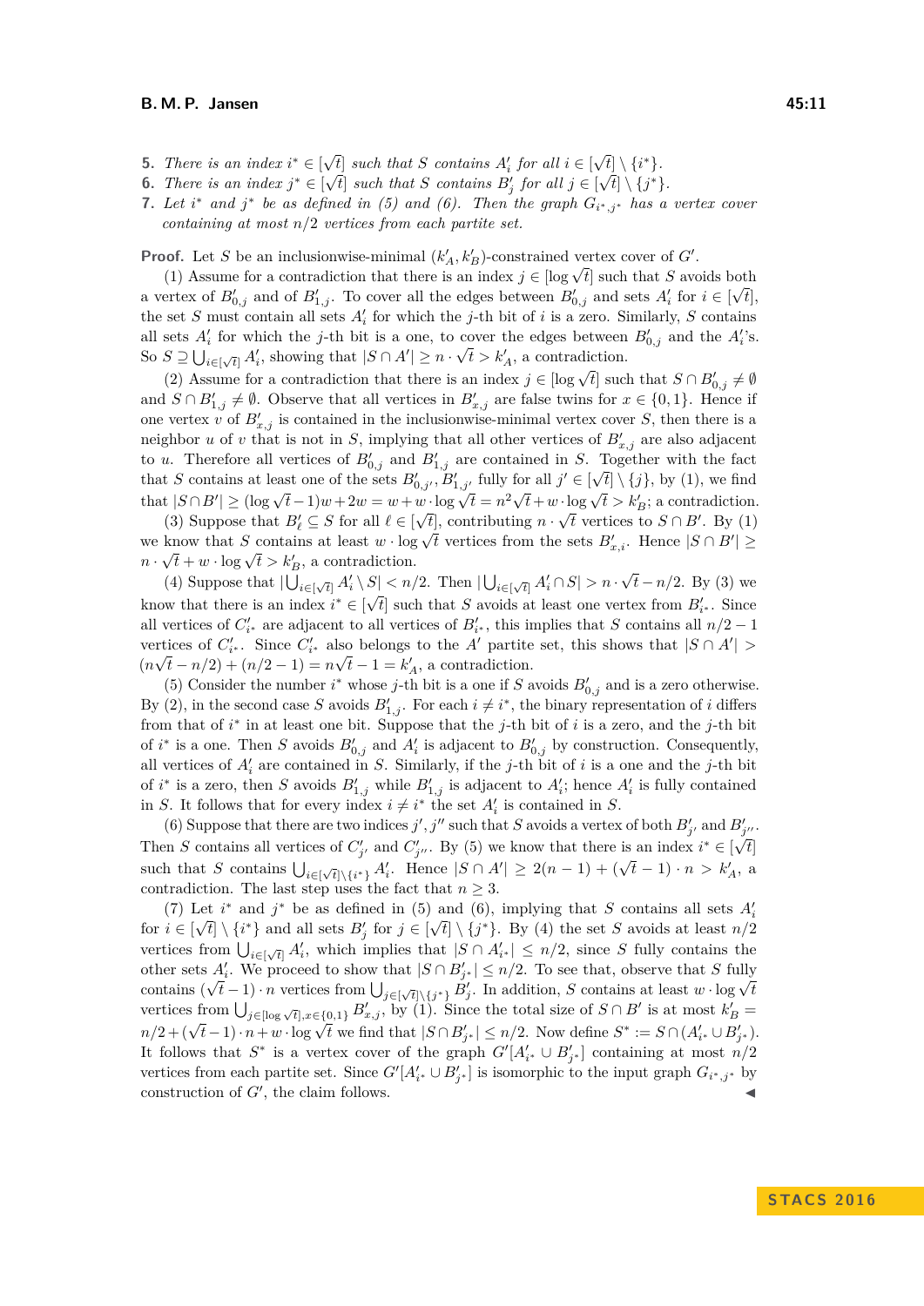5. *There is an index $i^* \in [\sqrt{t}]$ such that $S$ contains $A'_i$ for all $i \in [\sqrt{t}] \setminus \{i^*\}$.*
6. *There is an index $j^* \in [\sqrt{t}]$ such that $S$ contains $B'_j$ for all $j \in [\sqrt{t}] \setminus \{j^*\}$.*
7. *Let $i^*$ and $j^*$ be as defined in (5) and (6). Then the graph $G_{i^*,j^*}$ has a vertex cover containing at most $n/2$ vertices from each partite set.*

**Proof.** Let $S$ be an inclusionwise-minimal $(k'_A, k'_B)$-constrained vertex cover of $G'$.

(1) Assume for a contradiction that there is an index $j \in [\log \sqrt{t}]$ such that $S$ avoids both a vertex of $B'_{0,j}$ and of $B'_{1,j}$. To cover all the edges between $B'_{0,j}$ and sets $A'_i$ for $i \in [\sqrt{t}]$, the set $S$ must contain all sets $A'_i$ for which the $j$-th bit of $i$ is a zero. Similarly, $S$ contains all sets $A'_i$ for which the $j$-th bit is a one, to cover the edges between $B'_{0,j}$ and the $A'_i$'s. So $S \supseteq \bigcup_{i \in [\sqrt{t}]} A'_i$, showing that $|S \cap A'| \geq n \cdot \sqrt{t} > k'_A$, a contradiction.

(2) Assume for a contradiction that there is an index $j \in [\log \sqrt{t}]$ such that $S \cap B'_{0,j} \neq \emptyset$ and $S \cap B'_{1,j} \neq \emptyset$. Observe that all vertices in $B'_{x,j}$ are false twins for $x \in \{0,1\}$. Hence if one vertex $v$ of $B'_{x,j}$ is contained in the inclusionwise-minimal vertex cover $S$, then there is a neighbor $u$ of $v$ that is not in $S$, implying that all other vertices of $B'_{x,j}$ are also adjacent to $u$. Therefore all vertices of $B'_{0,j}$ and $B'_{1,j}$ are contained in $S$. Together with the fact that $S$ contains at least one of the sets $B'_{0,j'}, B'_{1,j'}$ fully for all $j' \in [\sqrt{t}] \setminus \{j\}$, by (1), we find that $|S \cap B'| \geq (\log \sqrt{t} - 1)w + 2w = w + w \cdot \log \sqrt{t} = n^2\sqrt{t} + w \cdot \log \sqrt{t} > k'_B$; a contradiction.

(3) Suppose that $B'_\ell \subseteq S$ for all $\ell \in [\sqrt{t}]$, contributing $n \cdot \sqrt{t}$ vertices to $S \cap B'$. By (1) we know that $S$ contains at least $w \cdot \log \sqrt{t}$ vertices from the sets $B'_{x,i}$. Hence $|S \cap B'| \geq n \cdot \sqrt{t} + w \cdot \log \sqrt{t} > k'_B$, a contradiction.

(4) Suppose that $|\bigcup_{i \in [\sqrt{t}]} A'_i \setminus S| < n/2$. Then $|\bigcup_{i \in [\sqrt{t}]} A'_i \cap S| > n \cdot \sqrt{t} - n/2$. By (3) we know that there is an index $i^* \in [\sqrt{t}]$ such that $S$ avoids at least one vertex from $B'_{i^*}$. Since all vertices of $C'_{i^*}$ are adjacent to all vertices of $B'_{i^*}$, this implies that $S$ contains all $n/2 - 1$ vertices of $C'_{i^*}$. Since $C'_{i^*}$ also belongs to the $A'$ partite set, this shows that $|S \cap A'| > (n\sqrt{t} - n/2) + (n/2 - 1) = n\sqrt{t} - 1 = k'_A$, a contradiction.

(5) Consider the number $i^*$ whose $j$-th bit is a one if $S$ avoids $B'_{0,j}$ and is a zero otherwise. By (2), in the second case $S$ avoids $B'_{1,j}$. For each $i \neq i^*$, the binary representation of $i$ differs from that of $i^*$ in at least one bit. Suppose that the $j$-th bit of $i$ is a zero, and the $j$-th bit of $i^*$ is a one. Then $S$ avoids $B'_{0,j}$ and $A'_i$ is adjacent to $B'_{0,j}$ by construction. Consequently, all vertices of $A'_i$ are contained in $S$. Similarly, if the $j$-th bit of $i$ is a one and the $j$-th bit of $i^*$ is a zero, then $S$ avoids $B'_{1,j}$ while $B'_{1,j}$ is adjacent to $A'_i$; hence $A'_i$ is fully contained in $S$. It follows that for every index $i \neq i^*$ the set $A'_i$ is contained in $S$.

(6) Suppose that there are two indices $j', j''$ such that $S$ avoids a vertex of both $B'_{j'}$ and $B'_{j''}$. Then $S$ contains all vertices of $C'_{j'}$ and $C'_{j''}$. By (5) we know that there is an index $i^* \in [\sqrt{t}]$ such that $S$ contains $\bigcup_{i \in [\sqrt{t}] \setminus \{i^*\}} A'_i$. Hence $|S \cap A'| \geq 2(n-1) + (\sqrt{t} - 1) \cdot n > k'_A$, a contradiction. The last step uses the fact that $n \geq 3$.

(7) Let $i^*$ and $j^*$ be as defined in (5) and (6), implying that $S$ contains all sets $A'_i$ for $i \in [\sqrt{t}] \setminus \{i^*\}$ and all sets $B'_j$ for $j \in [\sqrt{t}] \setminus \{j^*\}$. By (4) the set $S$ avoids at least $n/2$ vertices from $\bigcup_{i \in [\sqrt{t}]} A'_i$, which implies that $|S \cap A'_{i^*}| \leq n/2$, since $S$ fully contains the other sets $A'_i$. We proceed to show that $|S \cap B'_{j^*}| \leq n/2$. To see that, observe that $S$ fully contains $(\sqrt{t} - 1) \cdot n$ vertices from $\bigcup_{j \in [\sqrt{t}] \setminus \{j^*\}} B'_j$. In addition, $S$ contains at least $w \cdot \log \sqrt{t}$ vertices from $\bigcup_{j \in [\log \sqrt{t}], x \in \{0,1\}} B'_{x,j}$, by (1). Since the total size of $S \cap B'$ is at most $k'_B = n/2 + (\sqrt{t} - 1) \cdot n + w \cdot \log \sqrt{t}$ we find that $|S \cap B'_{j^*}| \leq n/2$. Now define $S^* := S \cap (A'_{i^*} \cup B'_{j^*})$. It follows that $S^*$ is a vertex cover of the graph $G'[A'_{i^*} \cup B'_{j^*}]$ containing at most $n/2$ vertices from each partite set. Since $G'[A'_{i^*} \cup B'_{j^*}]$ is isomorphic to the input graph $G_{i^*,j^*}$ by construction of $G'$, the claim follows. ◀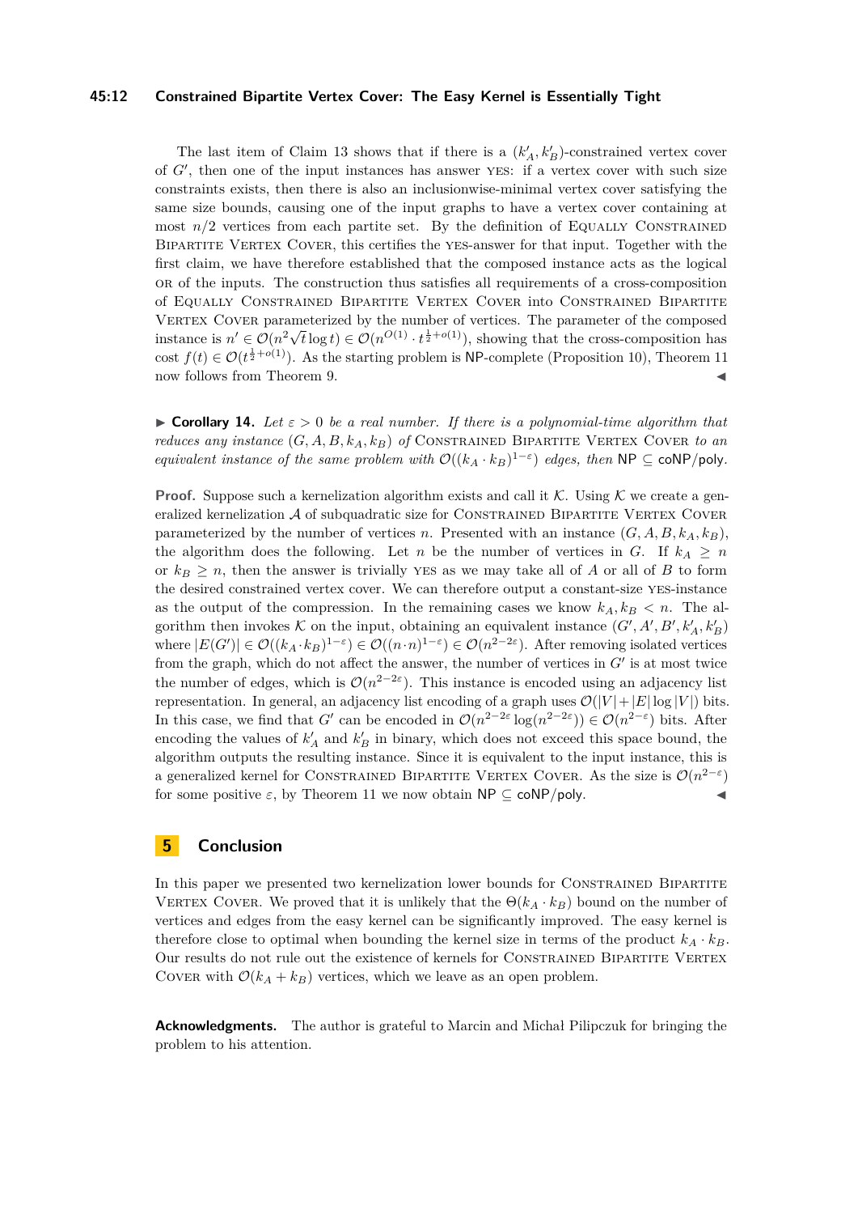The last item of Claim 13 shows that if there is a $(k'_A, k'_B)$-constrained vertex cover of $G'$, then one of the input instances has answer YES: if a vertex cover with such size constraints exists, then there is also an inclusionwise-minimal vertex cover satisfying the same size bounds, causing one of the input graphs to have a vertex cover containing at most $n/2$ vertices from each partite set. By the definition of EQUALLY CONSTRAINED BIPARTITE VERTEX COVER, this certifies the YES-answer for that input. Together with the first claim, we have therefore established that the composed instance acts as the logical OR of the inputs. The construction thus satisfies all requirements of a cross-composition of EQUALLY CONSTRAINED BIPARTITE VERTEX COVER into CONSTRAINED BIPARTITE VERTEX COVER parameterized by the number of vertices. The parameter of the composed instance is $n' \in \mathcal{O}(n^2\sqrt{t}\log t) \in \mathcal{O}(n^{O(1)} \cdot t^{\frac{1}{2}+o(1)})$, showing that the cross-composition has cost $f(t) \in \mathcal{O}(t^{\frac{1}{2}+o(1)})$. As the starting problem is NP-complete (Proposition 10), Theorem 11 now follows from Theorem 9. ◀

▶ **Corollary 14.** *Let $\varepsilon > 0$ be a real number. If there is a polynomial-time algorithm that reduces any instance $(G, A, B, k_A, k_B)$ of* CONSTRAINED BIPARTITE VERTEX COVER *to an equivalent instance of the same problem with $\mathcal{O}((k_A \cdot k_B)^{1-\varepsilon})$ edges, then $\mathsf{NP} \subseteq \mathsf{coNP/poly}$.*

**Proof.** Suppose such a kernelization algorithm exists and call it $\mathcal{K}$. Using $\mathcal{K}$ we create a generalized kernelization $\mathcal{A}$ of subquadratic size for CONSTRAINED BIPARTITE VERTEX COVER parameterized by the number of vertices $n$. Presented with an instance $(G, A, B, k_A, k_B)$, the algorithm does the following. Let $n$ be the number of vertices in $G$. If $k_A \geq n$ or $k_B \geq n$, then the answer is trivially YES as we may take all of $A$ or all of $B$ to form the desired constrained vertex cover. We can therefore output a constant-size YES-instance as the output of the compression. In the remaining cases we know $k_A, k_B < n$. The algorithm then invokes $\mathcal{K}$ on the input, obtaining an equivalent instance $(G', A', B', k'_A, k'_B)$ where $|E(G')| \in \mathcal{O}((k_A \cdot k_B)^{1-\varepsilon}) \in \mathcal{O}((n \cdot n)^{1-\varepsilon}) \in \mathcal{O}(n^{2-2\varepsilon})$. After removing isolated vertices from the graph, which do not affect the answer, the number of vertices in $G'$ is at most twice the number of edges, which is $\mathcal{O}(n^{2-2\varepsilon})$. This instance is encoded using an adjacency list representation. In general, an adjacency list encoding of a graph uses $\mathcal{O}(|V| + |E| \log |V|)$ bits. In this case, we find that $G'$ can be encoded in $\mathcal{O}(n^{2-2\varepsilon} \log(n^{2-2\varepsilon})) \in \mathcal{O}(n^{2-\varepsilon})$ bits. After encoding the values of $k'_A$ and $k'_B$ in binary, which does not exceed this space bound, the algorithm outputs the resulting instance. Since it is equivalent to the input instance, this is a generalized kernel for CONSTRAINED BIPARTITE VERTEX COVER. As the size is $\mathcal{O}(n^{2-\varepsilon})$ for some positive $\varepsilon$, by Theorem 11 we now obtain $\mathsf{NP} \subseteq \mathsf{coNP/poly}$. ◀

## 5 Conclusion

In this paper we presented two kernelization lower bounds for CONSTRAINED BIPARTITE VERTEX COVER. We proved that it is unlikely that the $\Theta(k_A \cdot k_B)$ bound on the number of vertices and edges from the easy kernel can be significantly improved. The easy kernel is therefore close to optimal when bounding the kernel size in terms of the product $k_A \cdot k_B$. Our results do not rule out the existence of kernels for CONSTRAINED BIPARTITE VERTEX COVER with $\mathcal{O}(k_A + k_B)$ vertices, which we leave as an open problem.

**Acknowledgments.** The author is grateful to Marcin and Michał Pilipczuk for bringing the problem to his attention.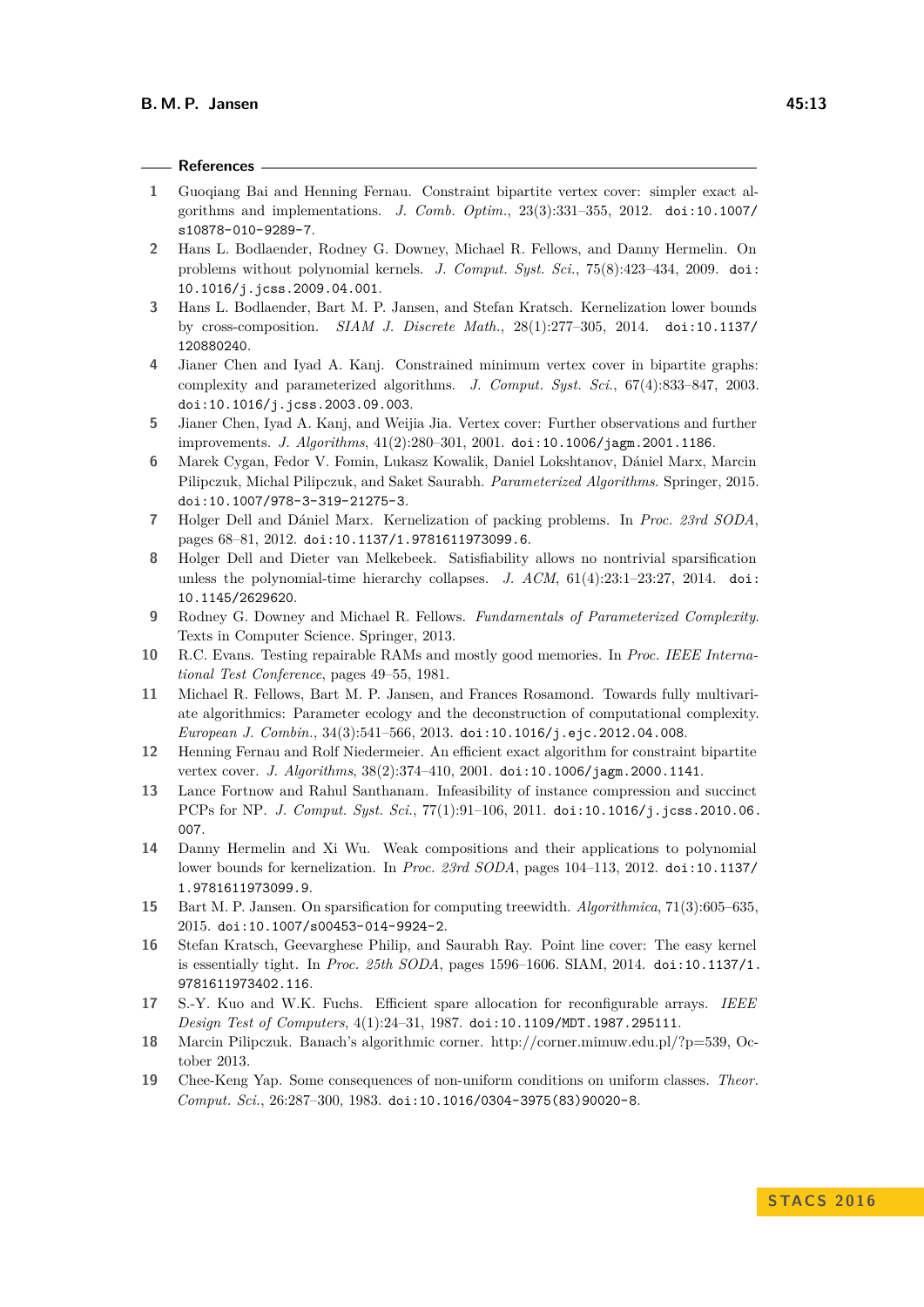## References

1. Guoqiang Bai and Henning Fernau. Constraint bipartite vertex cover: simpler exact algorithms and implementations. *J. Comb. Optim.*, 23(3):331–355, 2012. doi:10.1007/s10878-010-9289-7.
2. Hans L. Bodlaender, Rodney G. Downey, Michael R. Fellows, and Danny Hermelin. On problems without polynomial kernels. *J. Comput. Syst. Sci.*, 75(8):423–434, 2009. doi:10.1016/j.jcss.2009.04.001.
3. Hans L. Bodlaender, Bart M. P. Jansen, and Stefan Kratsch. Kernelization lower bounds by cross-composition. *SIAM J. Discrete Math.*, 28(1):277–305, 2014. doi:10.1137/120880240.
4. Jianer Chen and Iyad A. Kanj. Constrained minimum vertex cover in bipartite graphs: complexity and parameterized algorithms. *J. Comput. Syst. Sci.*, 67(4):833–847, 2003. doi:10.1016/j.jcss.2003.09.003.
5. Jianer Chen, Iyad A. Kanj, and Weijia Jia. Vertex cover: Further observations and further improvements. *J. Algorithms*, 41(2):280–301, 2001. doi:10.1006/jagm.2001.1186.
6. Marek Cygan, Fedor V. Fomin, Lukasz Kowalik, Daniel Lokshtanov, Dániel Marx, Marcin Pilipczuk, Michal Pilipczuk, and Saket Saurabh. *Parameterized Algorithms*. Springer, 2015. doi:10.1007/978-3-319-21275-3.
7. Holger Dell and Dániel Marx. Kernelization of packing problems. In *Proc. 23rd SODA*, pages 68–81, 2012. doi:10.1137/1.9781611973099.6.
8. Holger Dell and Dieter van Melkebeek. Satisfiability allows no nontrivial sparsification unless the polynomial-time hierarchy collapses. *J. ACM*, 61(4):23:1–23:27, 2014. doi:10.1145/2629620.
9. Rodney G. Downey and Michael R. Fellows. *Fundamentals of Parameterized Complexity*. Texts in Computer Science. Springer, 2013.
10. R.C. Evans. Testing repairable RAMs and mostly good memories. In *Proc. IEEE International Test Conference*, pages 49–55, 1981.
11. Michael R. Fellows, Bart M. P. Jansen, and Frances Rosamond. Towards fully multivariate algorithmics: Parameter ecology and the deconstruction of computational complexity. *European J. Combin.*, 34(3):541–566, 2013. doi:10.1016/j.ejc.2012.04.008.
12. Henning Fernau and Rolf Niedermeier. An efficient exact algorithm for constraint bipartite vertex cover. *J. Algorithms*, 38(2):374–410, 2001. doi:10.1006/jagm.2000.1141.
13. Lance Fortnow and Rahul Santhanam. Infeasibility of instance compression and succinct PCPs for NP. *J. Comput. Syst. Sci.*, 77(1):91–106, 2011. doi:10.1016/j.jcss.2010.06.007.
14. Danny Hermelin and Xi Wu. Weak compositions and their applications to polynomial lower bounds for kernelization. In *Proc. 23rd SODA*, pages 104–113, 2012. doi:10.1137/1.9781611973099.9.
15. Bart M. P. Jansen. On sparsification for computing treewidth. *Algorithmica*, 71(3):605–635, 2015. doi:10.1007/s00453-014-9924-2.
16. Stefan Kratsch, Geevarghese Philip, and Saurabh Ray. Point line cover: The easy kernel is essentially tight. In *Proc. 25th SODA*, pages 1596–1606. SIAM, 2014. doi:10.1137/1.9781611973402.116.
17. S.-Y. Kuo and W.K. Fuchs. Efficient spare allocation for reconfigurable arrays. *IEEE Design Test of Computers*, 4(1):24–31, 1987. doi:10.1109/MDT.1987.295111.
18. Marcin Pilipczuk. Banach's algorithmic corner. http://corner.mimuw.edu.pl/?p=539, October 2013.
19. Chee-Keng Yap. Some consequences of non-uniform conditions on uniform classes. *Theor. Comput. Sci.*, 26:287–300, 1983. doi:10.1016/0304-3975(83)90020-8.